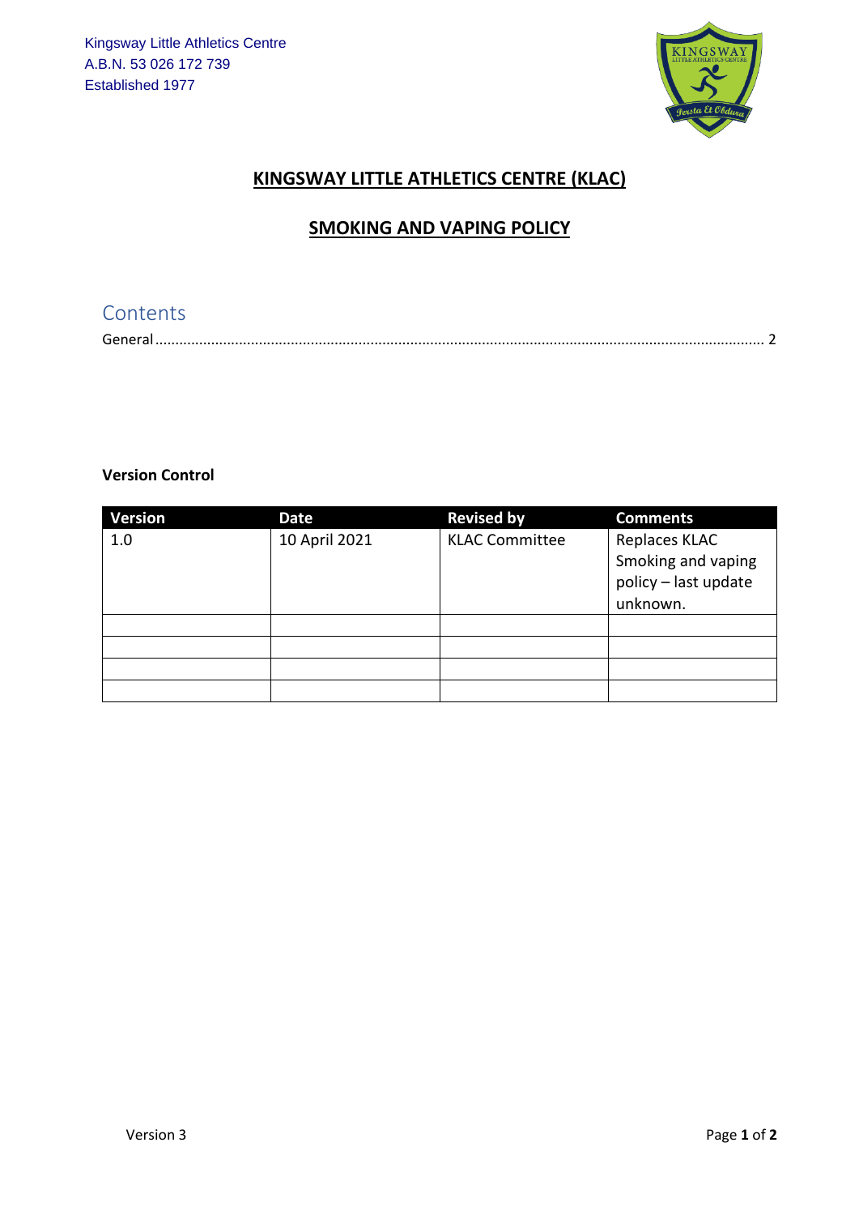Kingsway Little Athletics Centre
A.B.N. 53 026 172 739
Established 1977

# KINGSWAY LITTLE ATHLETICS CENTRE (KLAC)

## SMOKING AND VAPING POLICY

## Contents

General .................................................................................................................................... 2

**Version Control**

| Version | Date | Revised by | Comments |
|---|---|---|---|
| 1.0 | 10 April 2021 | KLAC Committee | Replaces KLAC Smoking and vaping policy – last update unknown. |
| | | | |
| | | | |
| | | | |
| | | | |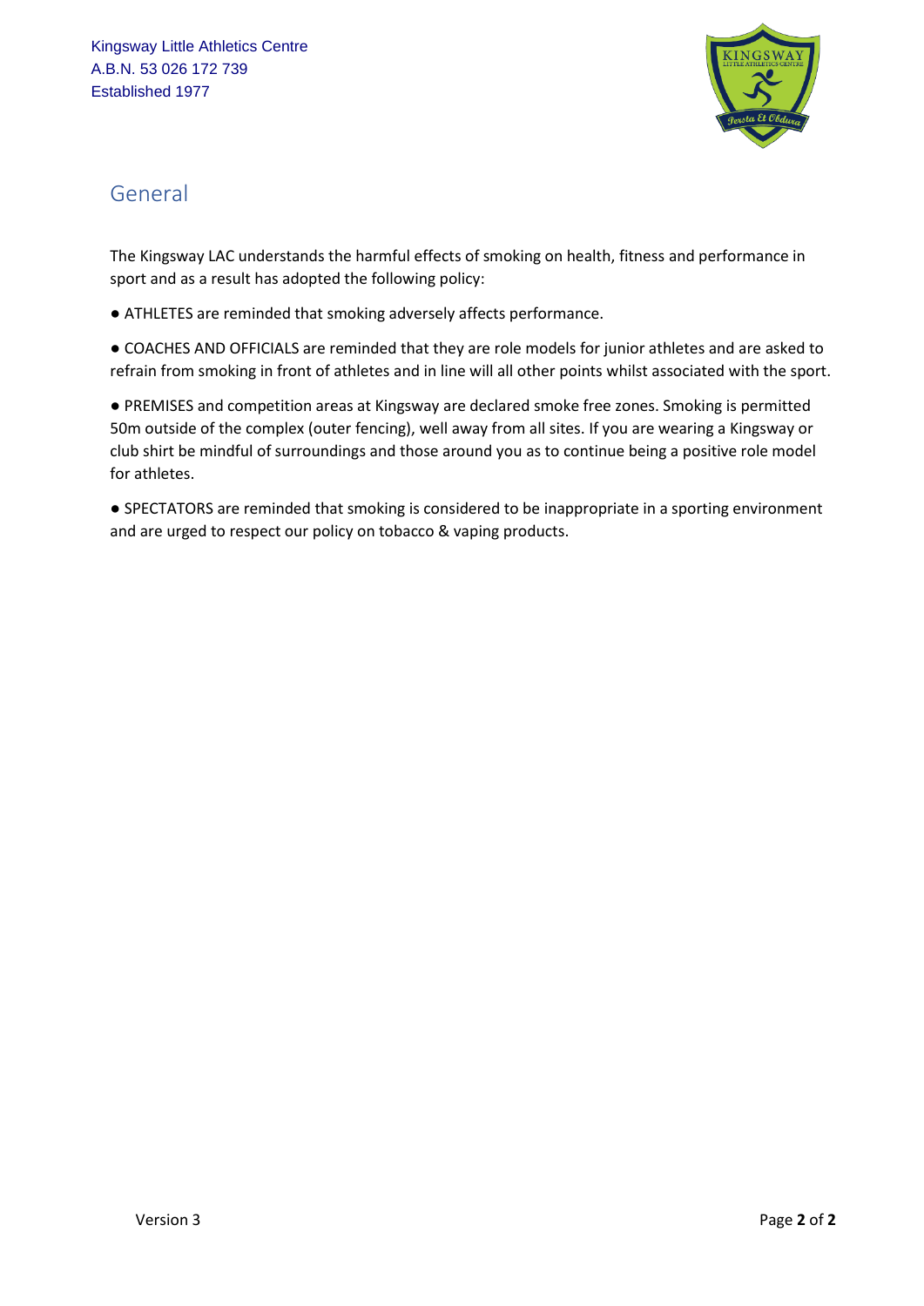## General

The Kingsway LAC understands the harmful effects of smoking on health, fitness and performance in sport and as a result has adopted the following policy:

● ATHLETES are reminded that smoking adversely affects performance.

● COACHES AND OFFICIALS are reminded that they are role models for junior athletes and are asked to refrain from smoking in front of athletes and in line will all other points whilst associated with the sport.

● PREMISES and competition areas at Kingsway are declared smoke free zones. Smoking is permitted 50m outside of the complex (outer fencing), well away from all sites. If you are wearing a Kingsway or club shirt be mindful of surroundings and those around you as to continue being a positive role model for athletes.

● SPECTATORS are reminded that smoking is considered to be inappropriate in a sporting environment and are urged to respect our policy on tobacco & vaping products.